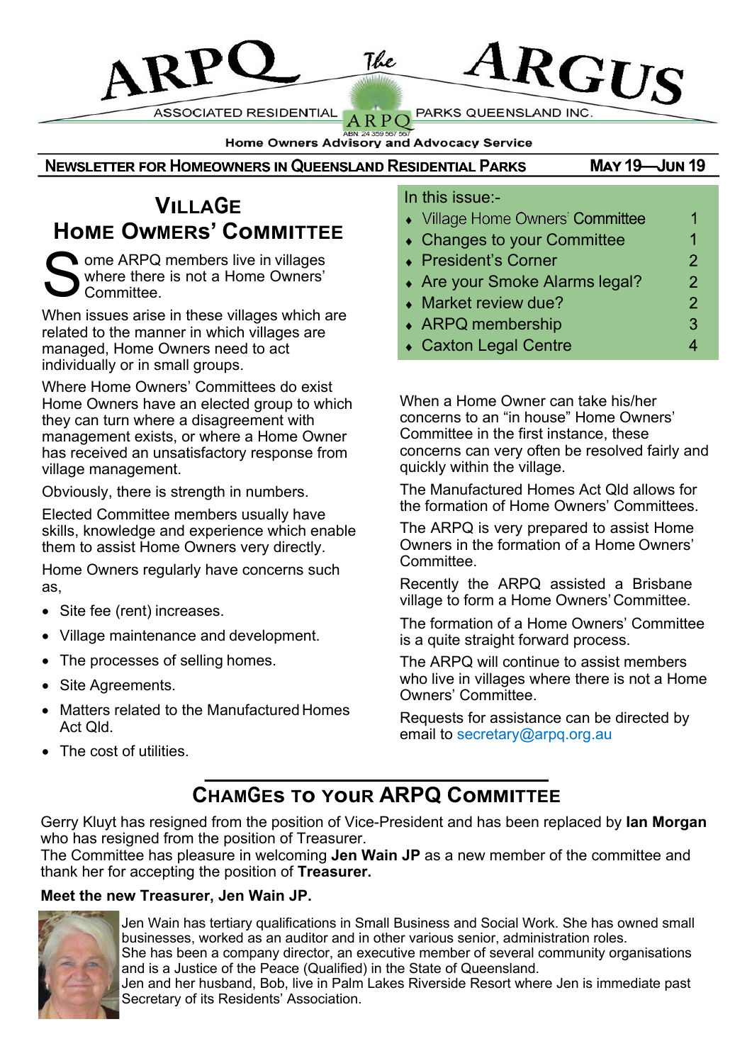# ARPQ The ARGUS

ASSOCIATED RESIDENTIAL PARKS QUEENSLAND INC.

ABN: 24 359 567 567

Home Owners Advisory and Advocacy Service

**NEWSLETTER FOR HOMEOWNERS IN QUEENSLAND RESIDENTIAL PARKS** — **MAY 19—JUN 19**

In this issue:-

| | |
|---|---|
| Village Home Owners' Committee | 1 |
| Changes to your Committee | 1 |
| President's Corner | 2 |
| Are your Smoke Alarms legal? | 2 |
| Market review due? | 2 |
| ARPQ membership | 3 |
| Caxton Legal Centre | 4 |

## VILLAGE HOME OWMERS' COMMITTEE

Some ARPQ members live in villages where there is not a Home Owners' Committee.

When issues arise in these villages which are related to the manner in which villages are managed, Home Owners need to act individually or in small groups.

Where Home Owners' Committees do exist Home Owners have an elected group to which they can turn where a disagreement with management exists, or where a Home Owner has received an unsatisfactory response from village management.

Obviously, there is strength in numbers.

Elected Committee members usually have skills, knowledge and experience which enable them to assist Home Owners very directly.

Home Owners regularly have concerns such as,

- Site fee (rent) increases.
- Village maintenance and development.
- The processes of selling homes.
- Site Agreements.
- Matters related to the Manufactured Homes Act Qld.
- The cost of utilities.

When a Home Owner can take his/her concerns to an "in house" Home Owners' Committee in the first instance, these concerns can very often be resolved fairly and quickly within the village.

The Manufactured Homes Act Qld allows for the formation of Home Owners' Committees.

The ARPQ is very prepared to assist Home Owners in the formation of a Home Owners' Committee.

Recently the ARPQ assisted a Brisbane village to form a Home Owners' Committee.

The formation of a Home Owners' Committee is a quite straight forward process.

The ARPQ will continue to assist members who live in villages where there is not a Home Owners' Committee.

Requests for assistance can be directed by email to secretary@arpq.org.au

## CHAMGES TO YOUR ARPQ COMMITTEE

Gerry Kluyt has resigned from the position of Vice-President and has been replaced by **Ian Morgan** who has resigned from the position of Treasurer.
The Committee has pleasure in welcoming **Jen Wain JP** as a new member of the committee and thank her for accepting the position of **Treasurer.**

**Meet the new Treasurer, Jen Wain JP.**

Jen Wain has tertiary qualifications in Small Business and Social Work. She has owned small businesses, worked as an auditor and in other various senior, administration roles.
She has been a company director, an executive member of several community organisations and is a Justice of the Peace (Qualified) in the State of Queensland.
Jen and her husband, Bob, live in Palm Lakes Riverside Resort where Jen is immediate past Secretary of its Residents' Association.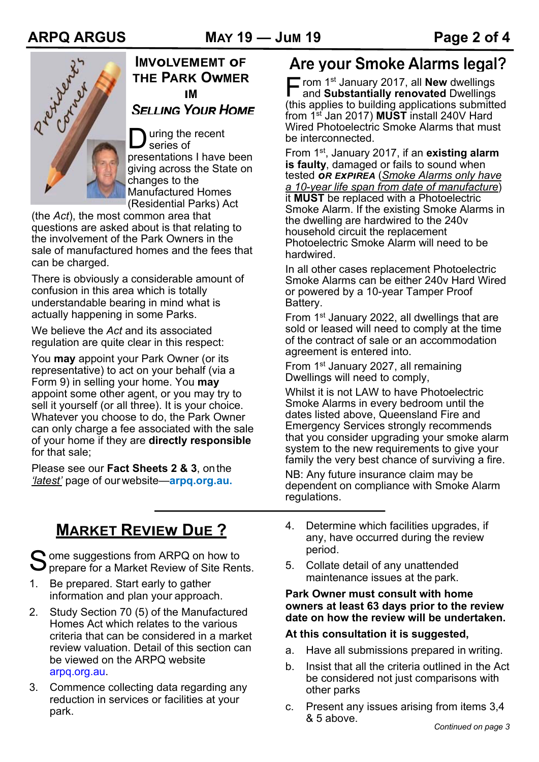## Imvolvememt of the Park Owmer im Selling Your Home

During the recent series of presentations I have been giving across the State on changes to the Manufactured Homes (Residential Parks) Act (the *Act*), the most common area that questions are asked about is that relating to the involvement of the Park Owners in the sale of manufactured homes and the fees that can be charged.

There is obviously a considerable amount of confusion in this area which is totally understandable bearing in mind what is actually happening in some Parks.

We believe the *Act* and its associated regulation are quite clear in this respect:

You **may** appoint your Park Owner (or its representative) to act on your behalf (via a Form 9) in selling your home. You **may** appoint some other agent, or you may try to sell it yourself (or all three). It is your choice. Whatever you choose to do, the Park Owner can only charge a fee associated with the sale of your home if they are **directly responsible** for that sale;

Please see our **Fact Sheets 2 & 3**, on the *'latest'* page of our website—**arpq.org.au.**

## Are your Smoke Alarms legal?

From 1st January 2017, all **New** dwellings and **Substantially renovated** Dwellings (this applies to building applications submitted from 1st Jan 2017) **MUST** install 240V Hard Wired Photoelectric Smoke Alarms that must be interconnected.

From 1st, January 2017, if an **existing alarm is faulty**, damaged or fails to sound when tested ***OR EXPIREA*** (*Smoke Alarms only have a 10-year life span from date of manufacture*) it **MUST** be replaced with a Photoelectric Smoke Alarm. If the existing Smoke Alarms in the dwelling are hardwired to the 240v household circuit the replacement Photoelectric Smoke Alarm will need to be hardwired.

In all other cases replacement Photoelectric Smoke Alarms can be either 240v Hard Wired or powered by a 10-year Tamper Proof Battery.

From 1st January 2022, all dwellings that are sold or leased will need to comply at the time of the contract of sale or an accommodation agreement is entered into.

From 1st January 2027, all remaining Dwellings will need to comply,

Whilst it is not LAW to have Photoelectric Smoke Alarms in every bedroom until the dates listed above, Queensland Fire and Emergency Services strongly recommends that you consider upgrading your smoke alarm system to the new requirements to give your family the very best chance of surviving a fire.

NB: Any future insurance claim may be dependent on compliance with Smoke Alarm regulations.

## Market Review Due ?

Some suggestions from ARPQ on how to prepare for a Market Review of Site Rents.

1. Be prepared. Start early to gather information and plan your approach.
2. Study Section 70 (5) of the Manufactured Homes Act which relates to the various criteria that can be considered in a market review valuation. Detail of this section can be viewed on the ARPQ website arpq.org.au.
3. Commence collecting data regarding any reduction in services or facilities at your park.
4. Determine which facilities upgrades, if any, have occurred during the review period.
5. Collate detail of any unattended maintenance issues at the park.

**Park Owner must consult with home owners at least 63 days prior to the review date on how the review will be undertaken.**

**At this consultation it is suggested,**

a. Have all submissions prepared in writing.
b. Insist that all the criteria outlined in the Act be considered not just comparisons with other parks
c. Present any issues arising from items 3,4 & 5 above.

*Continued on page 3*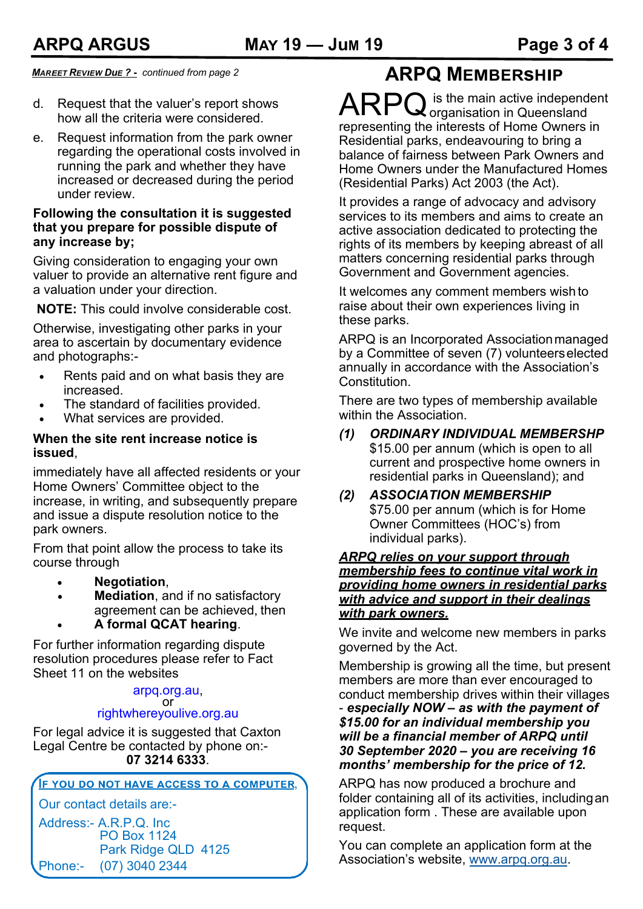***Mareet Review Due ? -*** *continued from page 2*

d. Request that the valuer's report shows how all the criteria were considered.

e. Request information from the park owner regarding the operational costs involved in running the park and whether they have increased or decreased during the period under review.

**Following the consultation it is suggested that you prepare for possible dispute of any increase by;**

Giving consideration to engaging your own valuer to provide an alternative rent figure and a valuation under your direction.

**NOTE:** This could involve considerable cost.

Otherwise, investigating other parks in your area to ascertain by documentary evidence and photographs:-

- Rents paid and on what basis they are increased.
- The standard of facilities provided.
- What services are provided.

**When the site rent increase notice is issued**,

immediately have all affected residents or your Home Owners' Committee object to the increase, in writing, and subsequently prepare and issue a dispute resolution notice to the park owners.

From that point allow the process to take its course through

- **Negotiation**,
- **Mediation**, and if no satisfactory agreement can be achieved, then
- **A formal QCAT hearing**.

For further information regarding dispute resolution procedures please refer to Fact Sheet 11 on the websites

arpq.org.au,
or
rightwhereyoulive.org.au

For legal advice it is suggested that Caxton Legal Centre be contacted by phone on:-
**07 3214 6333**.

**If you do not have access to a computer,**

Our contact details are:-

Address:- A.R.P.Q. Inc
PO Box 1124
Park Ridge QLD 4125

Phone:- (07) 3040 2344

## ARPQ Membership

ARPQ is the main active independent organisation in Queensland representing the interests of Home Owners in Residential parks, endeavouring to bring a balance of fairness between Park Owners and Home Owners under the Manufactured Homes (Residential Parks) Act 2003 (the Act).

It provides a range of advocacy and advisory services to its members and aims to create an active association dedicated to protecting the rights of its members by keeping abreast of all matters concerning residential parks through Government and Government agencies.

It welcomes any comment members wish to raise about their own experiences living in these parks.

ARPQ is an Incorporated Association managed by a Committee of seven (7) volunteers elected annually in accordance with the Association's Constitution.

There are two types of membership available within the Association.

*(1)* ***ORDINARY INDIVIDUAL MEMBERSHP***
$15.00 per annum (which is open to all current and prospective home owners in residential parks in Queensland); and

*(2)* ***ASSOCIATION MEMBERSHIP***
$75.00 per annum (which is for Home Owner Committees (HOC's) from individual parks).

***ARPQ relies on your support through membership fees to continue vital work in providing home owners in residential parks with advice and support in their dealings with park owners.***

We invite and welcome new members in parks governed by the Act.

Membership is growing all the time, but present members are more than ever encouraged to conduct membership drives within their villages - ***especially NOW – as with the payment of $15.00 for an individual membership you will be a financial member of ARPQ until 30 September 2020 – you are receiving 16 months' membership for the price of 12.***

ARPQ has now produced a brochure and folder containing all of its activities, including an application form . These are available upon request.

You can complete an application form at the Association's website, www.arpq.org.au.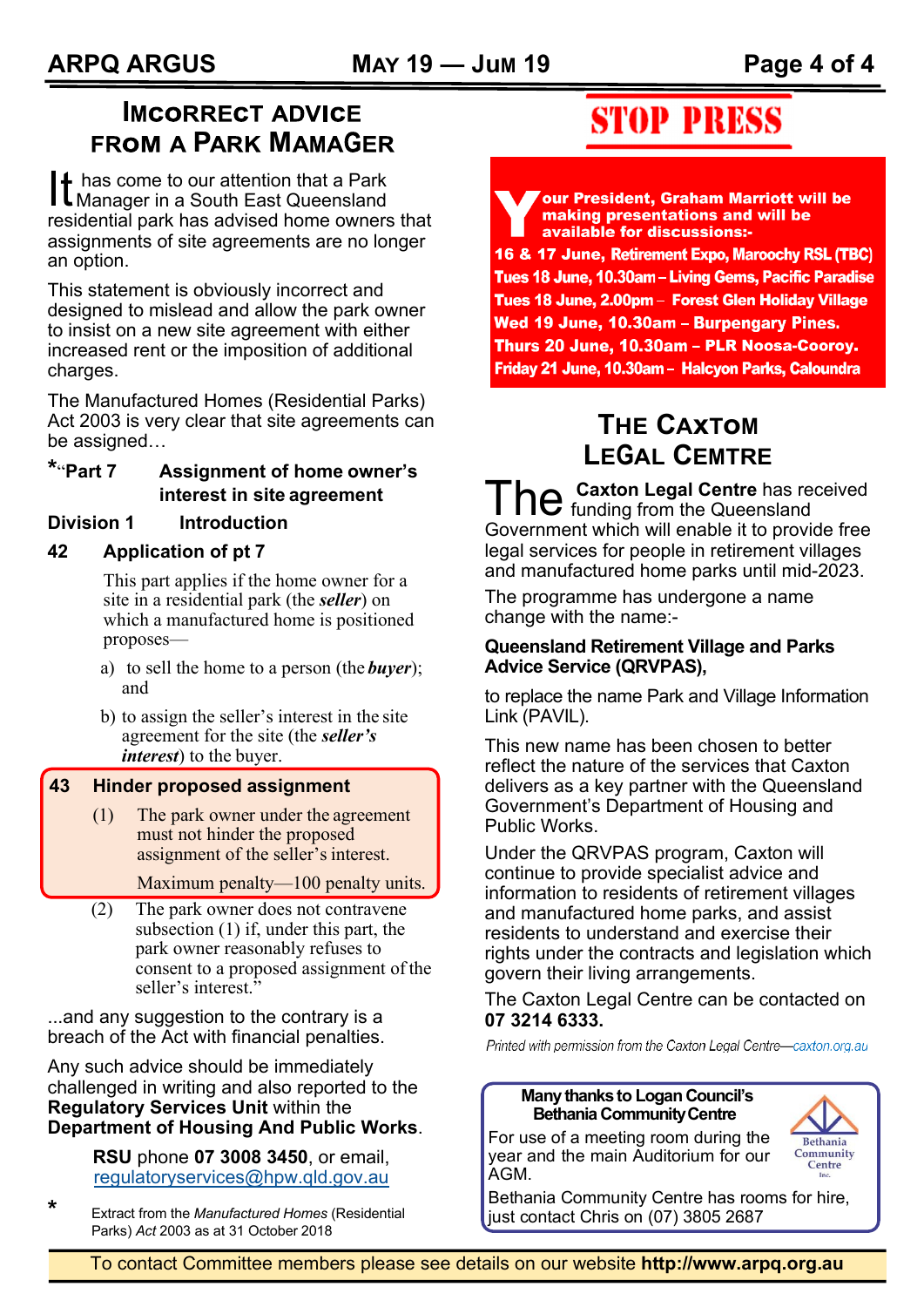## INCORRECT ADVICE FROM A PARK MANAGER

It has come to our attention that a Park Manager in a South East Queensland residential park has advised home owners that assignments of site agreements are no longer an option.

This statement is obviously incorrect and designed to mislead and allow the park owner to insist on a new site agreement with either increased rent or the imposition of additional charges.

The Manufactured Homes (Residential Parks) Act 2003 is very clear that site agreements can be assigned…

**"Part 7 Assignment of home owner's interest in site agreement***

**Division 1 Introduction**

**42 Application of pt 7**

This part applies if the home owner for a site in a residential park (the ***seller***) on which a manufactured home is positioned proposes—

a) to sell the home to a person (the ***buyer***); and

b) to assign the seller's interest in the site agreement for the site (the ***seller's interest***) to the buyer.

**43 Hinder proposed assignment**

(1) The park owner under the agreement must not hinder the proposed assignment of the seller's interest.

Maximum penalty—100 penalty units.

(2) The park owner does not contravene subsection (1) if, under this part, the park owner reasonably refuses to consent to a proposed assignment of the seller's interest."

...and any suggestion to the contrary is a breach of the Act with financial penalties.

Any such advice should be immediately challenged in writing and also reported to the **Regulatory Services Unit** within the **Department of Housing And Public Works**.

**RSU** phone **07 3008 3450**, or email, regulatoryservices@hpw.qld.gov.au

\* Extract from the *Manufactured Homes* (Residential Parks) *Act* 2003 as at 31 October 2018

## STOP PRESS

**Your President, Graham Marriott will be making presentations and will be available for discussions:-**

**16 & 17 June, Retirement Expo, Maroochy RSL (TBC)**
**Tues 18 June, 10.30am – Living Gems, Pacific Paradise**
**Tues 18 June, 2.00pm – Forest Glen Holiday Village**
**Wed 19 June, 10.30am – Burpengary Pines.**
**Thurs 20 June, 10.30am – PLR Noosa-Cooroy.**
**Friday 21 June, 10.30am – Halcyon Parks, Caloundra**

## THE CAXTON LEGAL CENTRE

The **Caxton Legal Centre** has received funding from the Queensland Government which will enable it to provide free legal services for people in retirement villages and manufactured home parks until mid-2023.

The programme has undergone a name change with the name:-

**Queensland Retirement Village and Parks Advice Service (QRVPAS),**

to replace the name Park and Village Information Link (PAVIL).

This new name has been chosen to better reflect the nature of the services that Caxton delivers as a key partner with the Queensland Government's Department of Housing and Public Works.

Under the QRVPAS program, Caxton will continue to provide specialist advice and information to residents of retirement villages and manufactured home parks, and assist residents to understand and exercise their rights under the contracts and legislation which govern their living arrangements.

The Caxton Legal Centre can be contacted on **07 3214 6333.**

*Printed with permission from the Caxton Legal Centre—caxton.org.au*

**Many thanks to Logan Council's Bethania Community Centre**

For use of a meeting room during the year and the main Auditorium for our AGM.

Bethania Community Centre has rooms for hire, just contact Chris on (07) 3805 2687

Bethania Community Centre Inc.

To contact Committee members please see details on our website **http://www.arpq.org.au**